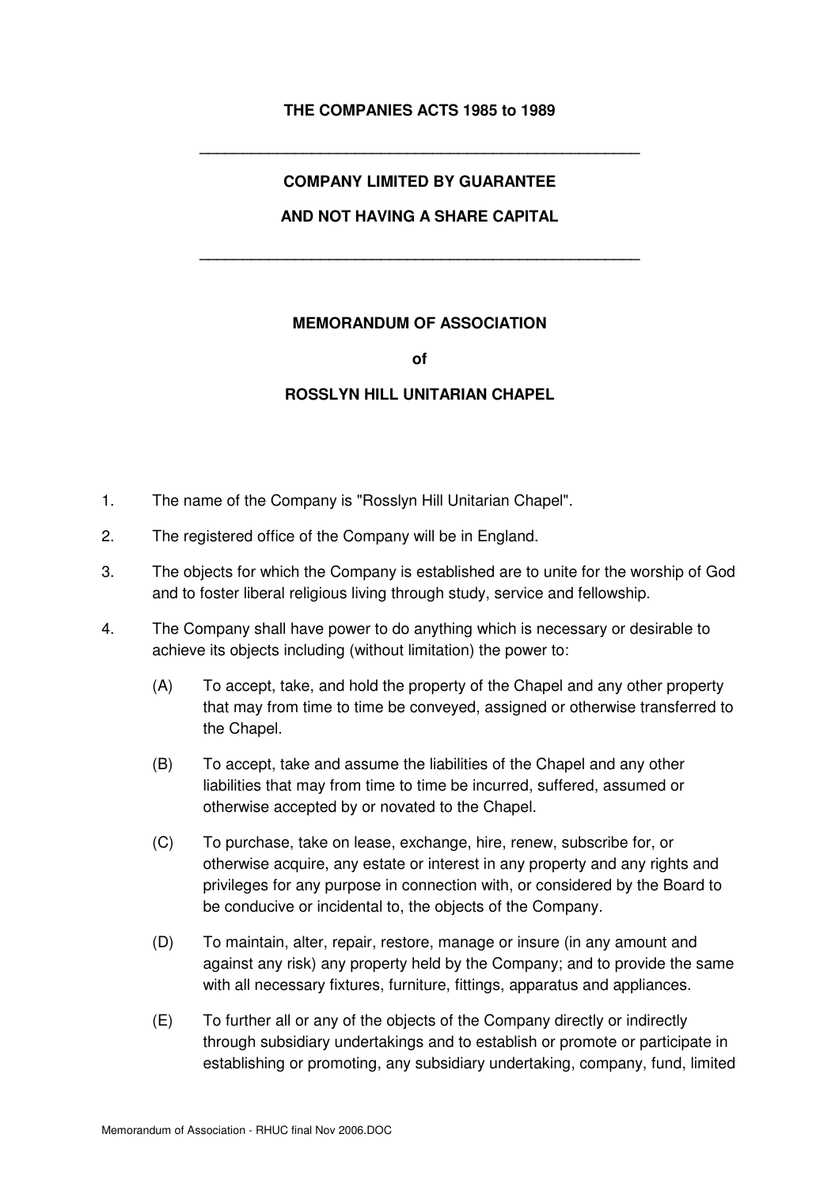**THE COMPANIES ACTS 1985 to 1989**

---

**COMPANY LIMITED BY GUARANTEE**

**AND NOT HAVING A SHARE CAPITAL**

---

**MEMORANDUM OF ASSOCIATION**

**of**

**ROSSLYN HILL UNITARIAN CHAPEL**

1. The name of the Company is "Rosslyn Hill Unitarian Chapel".

2. The registered office of the Company will be in England.

3. The objects for which the Company is established are to unite for the worship of God and to foster liberal religious living through study, service and fellowship.

4. The Company shall have power to do anything which is necessary or desirable to achieve its objects including (without limitation) the power to:

   (A) To accept, take, and hold the property of the Chapel and any other property that may from time to time be conveyed, assigned or otherwise transferred to the Chapel.

   (B) To accept, take and assume the liabilities of the Chapel and any other liabilities that may from time to time be incurred, suffered, assumed or otherwise accepted by or novated to the Chapel.

   (C) To purchase, take on lease, exchange, hire, renew, subscribe for, or otherwise acquire, any estate or interest in any property and any rights and privileges for any purpose in connection with, or considered by the Board to be conducive or incidental to, the objects of the Company.

   (D) To maintain, alter, repair, restore, manage or insure (in any amount and against any risk) any property held by the Company; and to provide the same with all necessary fixtures, furniture, fittings, apparatus and appliances.

   (E) To further all or any of the objects of the Company directly or indirectly through subsidiary undertakings and to establish or promote or participate in establishing or promoting, any subsidiary undertaking, company, fund, limited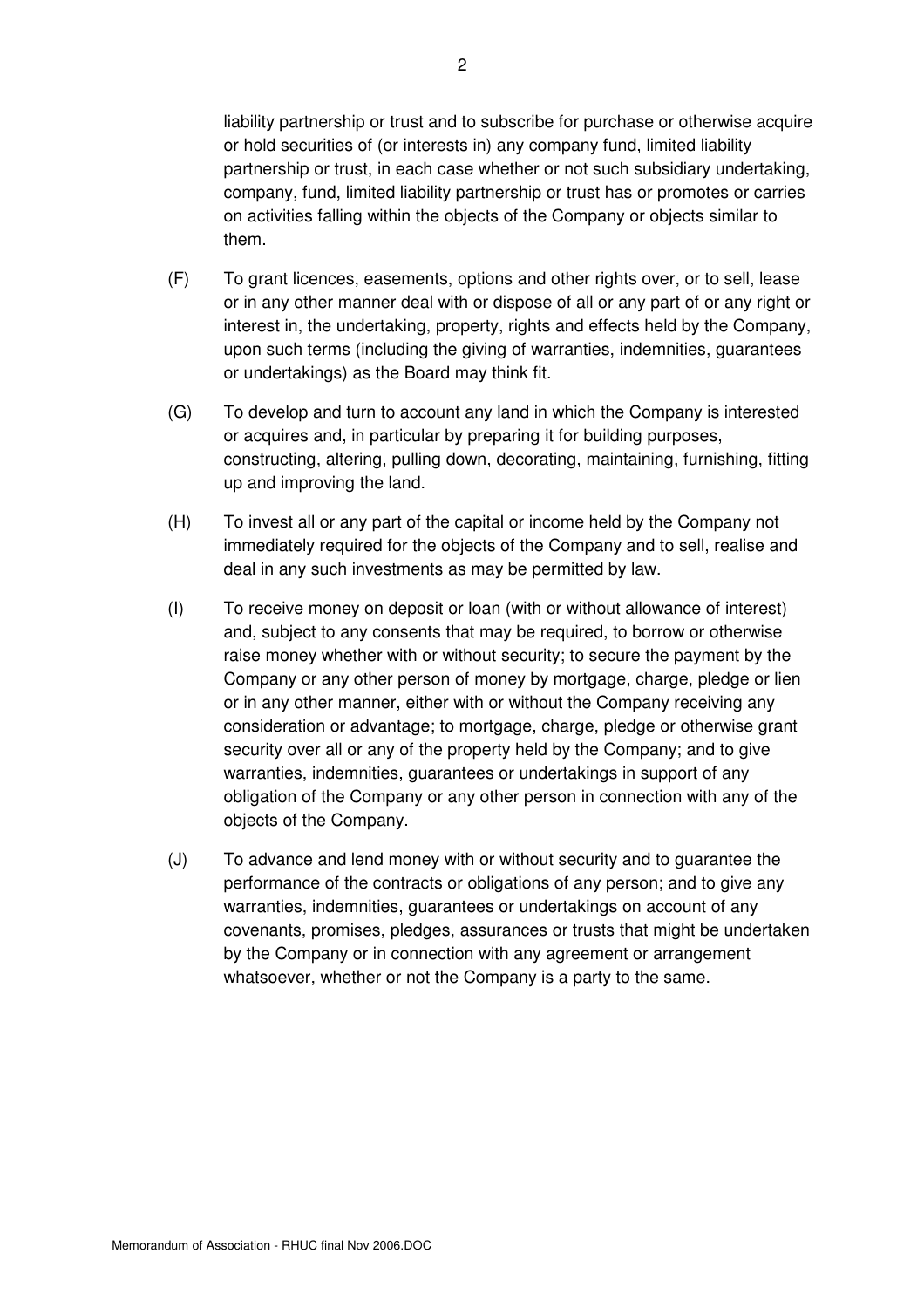liability partnership or trust and to subscribe for purchase or otherwise acquire or hold securities of (or interests in) any company fund, limited liability partnership or trust, in each case whether or not such subsidiary undertaking, company, fund, limited liability partnership or trust has or promotes or carries on activities falling within the objects of the Company or objects similar to them.

(F) To grant licences, easements, options and other rights over, or to sell, lease or in any other manner deal with or dispose of all or any part of or any right or interest in, the undertaking, property, rights and effects held by the Company, upon such terms (including the giving of warranties, indemnities, guarantees or undertakings) as the Board may think fit.

(G) To develop and turn to account any land in which the Company is interested or acquires and, in particular by preparing it for building purposes, constructing, altering, pulling down, decorating, maintaining, furnishing, fitting up and improving the land.

(H) To invest all or any part of the capital or income held by the Company not immediately required for the objects of the Company and to sell, realise and deal in any such investments as may be permitted by law.

(I) To receive money on deposit or loan (with or without allowance of interest) and, subject to any consents that may be required, to borrow or otherwise raise money whether with or without security; to secure the payment by the Company or any other person of money by mortgage, charge, pledge or lien or in any other manner, either with or without the Company receiving any consideration or advantage; to mortgage, charge, pledge or otherwise grant security over all or any of the property held by the Company; and to give warranties, indemnities, guarantees or undertakings in support of any obligation of the Company or any other person in connection with any of the objects of the Company.

(J) To advance and lend money with or without security and to guarantee the performance of the contracts or obligations of any person; and to give any warranties, indemnities, guarantees or undertakings on account of any covenants, promises, pledges, assurances or trusts that might be undertaken by the Company or in connection with any agreement or arrangement whatsoever, whether or not the Company is a party to the same.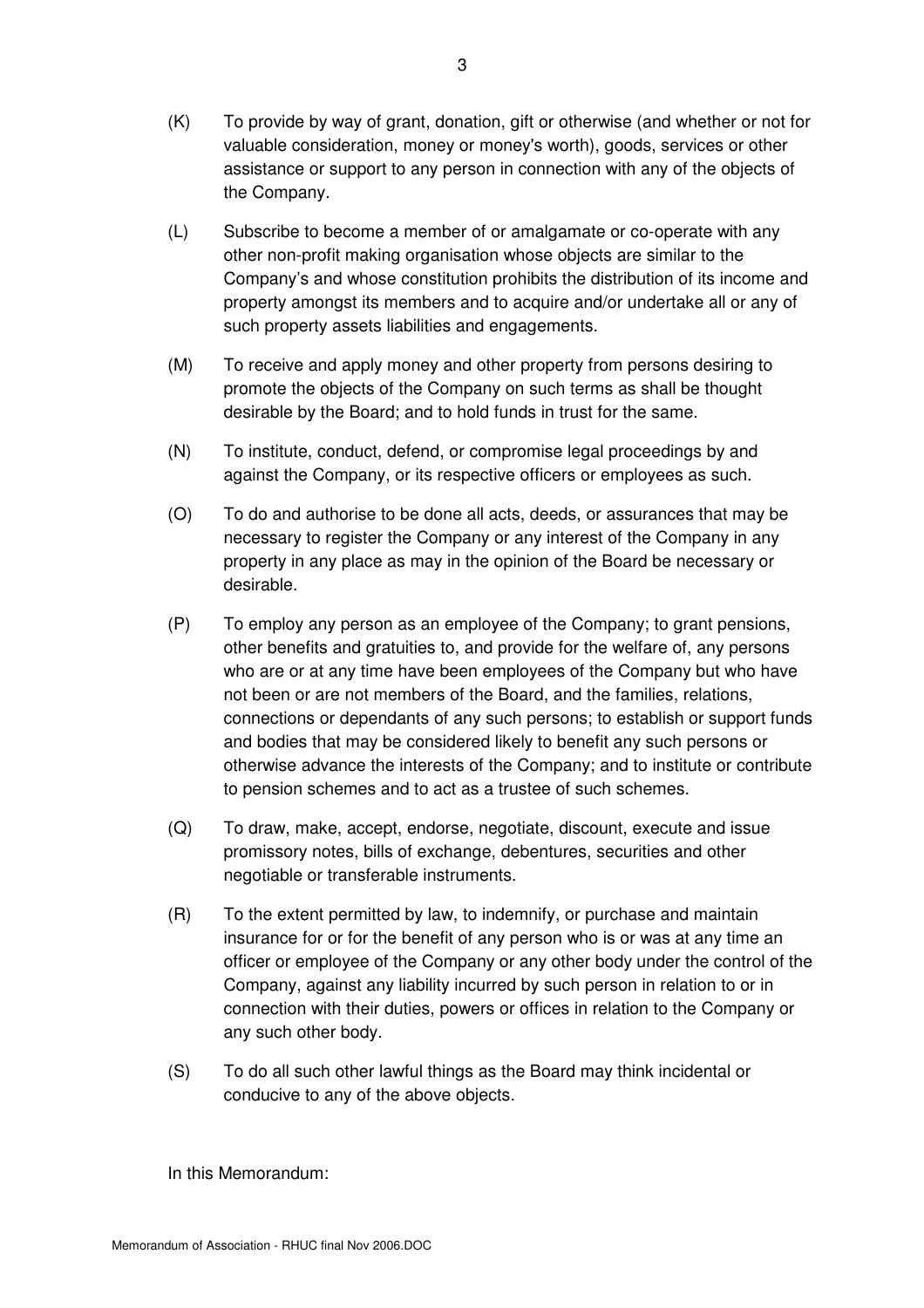(K) To provide by way of grant, donation, gift or otherwise (and whether or not for valuable consideration, money or money's worth), goods, services or other assistance or support to any person in connection with any of the objects of the Company.

(L) Subscribe to become a member of or amalgamate or co-operate with any other non-profit making organisation whose objects are similar to the Company's and whose constitution prohibits the distribution of its income and property amongst its members and to acquire and/or undertake all or any of such property assets liabilities and engagements.

(M) To receive and apply money and other property from persons desiring to promote the objects of the Company on such terms as shall be thought desirable by the Board; and to hold funds in trust for the same.

(N) To institute, conduct, defend, or compromise legal proceedings by and against the Company, or its respective officers or employees as such.

(O) To do and authorise to be done all acts, deeds, or assurances that may be necessary to register the Company or any interest of the Company in any property in any place as may in the opinion of the Board be necessary or desirable.

(P) To employ any person as an employee of the Company; to grant pensions, other benefits and gratuities to, and provide for the welfare of, any persons who are or at any time have been employees of the Company but who have not been or are not members of the Board, and the families, relations, connections or dependants of any such persons; to establish or support funds and bodies that may be considered likely to benefit any such persons or otherwise advance the interests of the Company; and to institute or contribute to pension schemes and to act as a trustee of such schemes.

(Q) To draw, make, accept, endorse, negotiate, discount, execute and issue promissory notes, bills of exchange, debentures, securities and other negotiable or transferable instruments.

(R) To the extent permitted by law, to indemnify, or purchase and maintain insurance for or for the benefit of any person who is or was at any time an officer or employee of the Company or any other body under the control of the Company, against any liability incurred by such person in relation to or in connection with their duties, powers or offices in relation to the Company or any such other body.

(S) To do all such other lawful things as the Board may think incidental or conducive to any of the above objects.

In this Memorandum: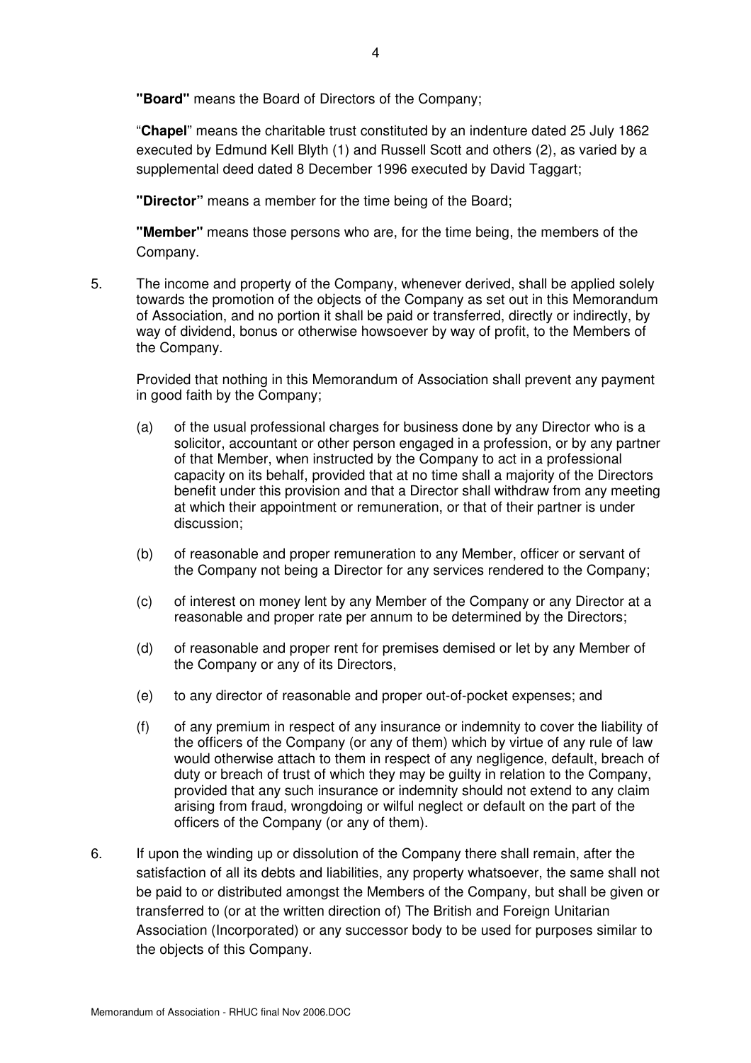**"Board"** means the Board of Directors of the Company;

"**Chapel**" means the charitable trust constituted by an indenture dated 25 July 1862 executed by Edmund Kell Blyth (1) and Russell Scott and others (2), as varied by a supplemental deed dated 8 December 1996 executed by David Taggart;

**"Director"** means a member for the time being of the Board;

**"Member"** means those persons who are, for the time being, the members of the Company.

5. The income and property of the Company, whenever derived, shall be applied solely towards the promotion of the objects of the Company as set out in this Memorandum of Association, and no portion it shall be paid or transferred, directly or indirectly, by way of dividend, bonus or otherwise howsoever by way of profit, to the Members of the Company.

   Provided that nothing in this Memorandum of Association shall prevent any payment in good faith by the Company;

   (a) of the usual professional charges for business done by any Director who is a solicitor, accountant or other person engaged in a profession, or by any partner of that Member, when instructed by the Company to act in a professional capacity on its behalf, provided that at no time shall a majority of the Directors benefit under this provision and that a Director shall withdraw from any meeting at which their appointment or remuneration, or that of their partner is under discussion;

   (b) of reasonable and proper remuneration to any Member, officer or servant of the Company not being a Director for any services rendered to the Company;

   (c) of interest on money lent by any Member of the Company or any Director at a reasonable and proper rate per annum to be determined by the Directors;

   (d) of reasonable and proper rent for premises demised or let by any Member of the Company or any of its Directors,

   (e) to any director of reasonable and proper out-of-pocket expenses; and

   (f) of any premium in respect of any insurance or indemnity to cover the liability of the officers of the Company (or any of them) which by virtue of any rule of law would otherwise attach to them in respect of any negligence, default, breach of duty or breach of trust of which they may be guilty in relation to the Company, provided that any such insurance or indemnity should not extend to any claim arising from fraud, wrongdoing or wilful neglect or default on the part of the officers of the Company (or any of them).

6. If upon the winding up or dissolution of the Company there shall remain, after the satisfaction of all its debts and liabilities, any property whatsoever, the same shall not be paid to or distributed amongst the Members of the Company, but shall be given or transferred to (or at the written direction of) The British and Foreign Unitarian Association (Incorporated) or any successor body to be used for purposes similar to the objects of this Company.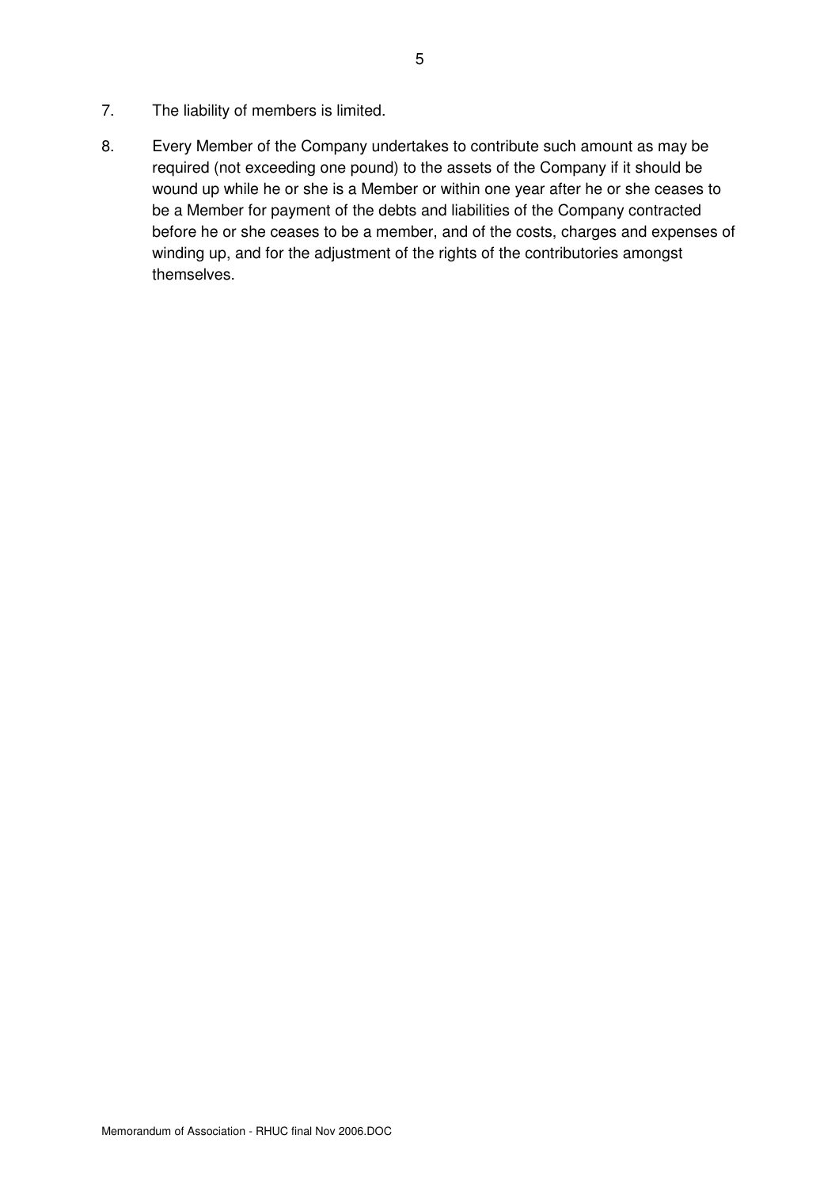7. The liability of members is limited.

8. Every Member of the Company undertakes to contribute such amount as may be required (not exceeding one pound) to the assets of the Company if it should be wound up while he or she is a Member or within one year after he or she ceases to be a Member for payment of the debts and liabilities of the Company contracted before he or she ceases to be a member, and of the costs, charges and expenses of winding up, and for the adjustment of the rights of the contributories amongst themselves.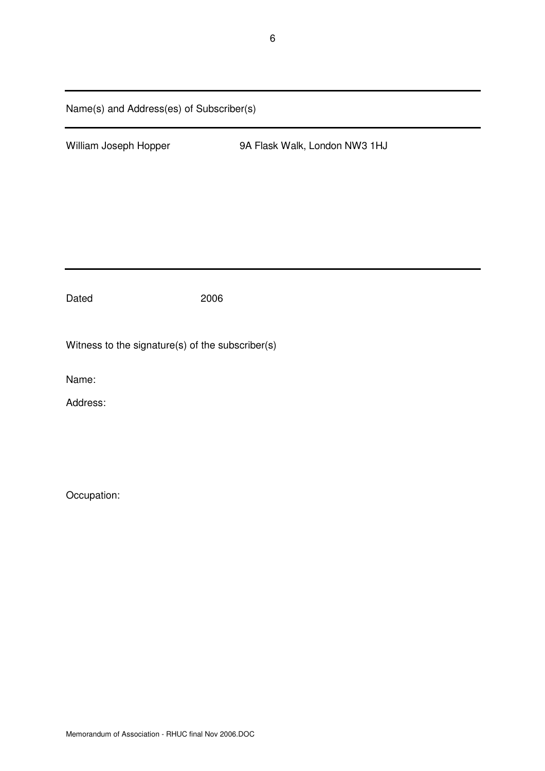| Name(s) and Address(es) of Subscriber(s) | |
|---|---|
| William Joseph Hopper | 9A Flask Walk, London NW3 1HJ |

Dated 2006

Witness to the signature(s) of the subscriber(s)

Name:

Address:

Occupation: